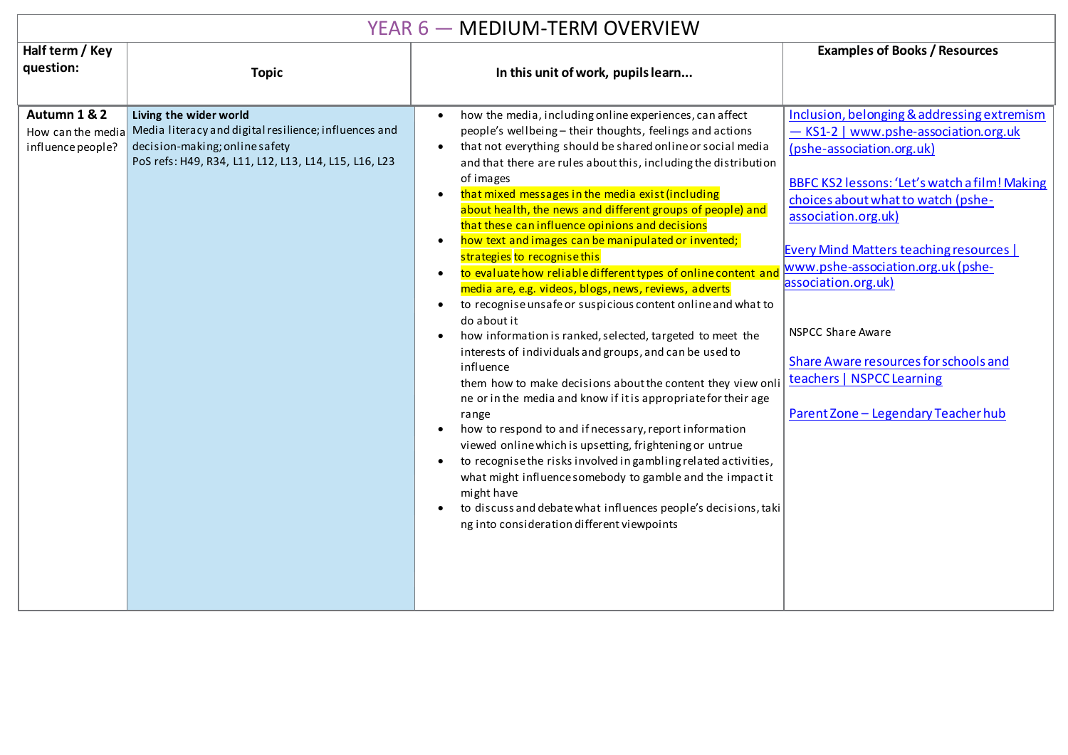# YEAR 6 — MEDIUM-TERM OVERVIEW

| Half term / Key question: | Topic | In this unit of work, pupils learn... | Examples of Books / Resources |
|---|---|---|---|
| **Autumn 1 & 2**<br>How can the media influence people? | **Living the wider world**<br>Media literacy and digital resilience; influences and decision-making; online safety<br>PoS refs: H49, R34, L11, L12, L13, L14, L15, L16, L23 | • how the media, including online experiences, can affect people's wellbeing – their thoughts, feelings and actions<br>• that not everything should be shared online or social media and that there are rules about this, including the distribution of images<br>• that mixed messages in the media exist (including about health, the news and different groups of people) and that these can influence opinions and decisions<br>• how text and images can be manipulated or invented; strategies to recognise this<br>• to evaluate how reliable different types of online content and media are, e.g. videos, blogs, news, reviews, adverts<br>• to recognise unsafe or suspicious content online and what to do about it<br>• how information is ranked, selected, targeted to meet the interests of individuals and groups, and can be used to influence<br>them how to make decisions about the content they view online or in the media and know if it is appropriate for their age range<br>• how to respond to and if necessary, report information viewed online which is upsetting, frightening or untrue<br>• to recognise the risks involved in gambling related activities, what might influence somebody to gamble and the impact it might have<br>• to discuss and debate what influences people's decisions, taking into consideration different viewpoints | Inclusion, belonging & addressing extremism — KS1-2 \| www.pshe-association.org.uk (pshe-association.org.uk)<br><br>BBFC KS2 lessons: 'Let's watch a film! Making choices about what to watch (pshe-association.org.uk)<br><br>Every Mind Matters teaching resources \| www.pshe-association.org.uk (pshe-association.org.uk)<br><br>NSPCC Share Aware<br><br>Share Aware resources for schools and teachers \| NSPCC Learning<br><br>Parent Zone – Legendary Teacher hub |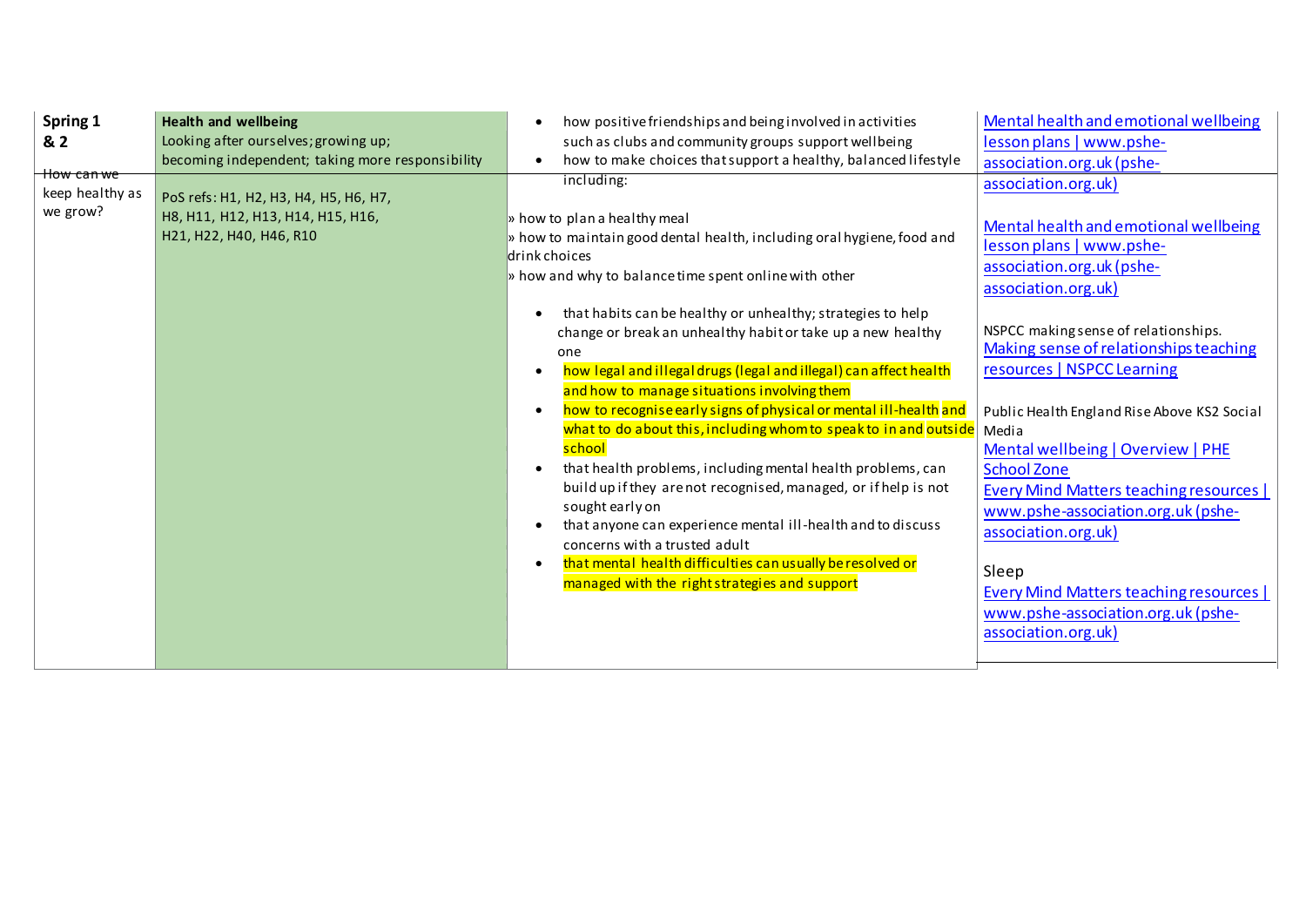| | | | |
|---|---|---|---|
| **Spring 1 & 2**<br><br>~~How can we~~ keep healthy as we grow? | **Health and wellbeing**<br>Looking after ourselves; growing up; becoming independent; taking more responsibility<br><br>PoS refs: H1, H2, H3, H4, H5, H6, H7, H8, H11, H12, H13, H14, H15, H16, H21, H22, H40, H46, R10 | • how positive friendships and being involved in activities such as clubs and community groups support wellbeing<br>• how to make choices that support a healthy, balanced lifestyle including:<br><br>» how to plan a healthy meal<br>» how to maintain good dental health, including oral hygiene, food and drink choices<br>» how and why to balance time spent online with other<br><br>• that habits can be healthy or unhealthy; strategies to help change or break an unhealthy habit or take up a new healthy one<br>• how legal and illegal drugs (legal and illegal) can affect health and how to manage situations involving them<br>• how to recognise early signs of physical or mental ill-health and what to do about this, including whom to speak to in and outside school<br>• that health problems, including mental health problems, can build up if they are not recognised, managed, or if help is not sought early on<br>• that anyone can experience mental ill-health and to discuss concerns with a trusted adult<br>• that mental health difficulties can usually be resolved or managed with the right strategies and support | Mental health and emotional wellbeing lesson plans \| www.pshe-association.org.uk (pshe-association.org.uk)<br><br>Mental health and emotional wellbeing lesson plans \| www.pshe-association.org.uk (pshe-association.org.uk)<br><br>NSPCC making sense of relationships.<br>Making sense of relationships teaching resources \| NSPCC Learning<br><br>Public Health England Rise Above KS2 Social Media<br>Mental wellbeing \| Overview \| PHE School Zone<br>Every Mind Matters teaching resources \| www.pshe-association.org.uk (pshe-association.org.uk)<br><br>Sleep<br>Every Mind Matters teaching resources \| www.pshe-association.org.uk (pshe-association.org.uk) |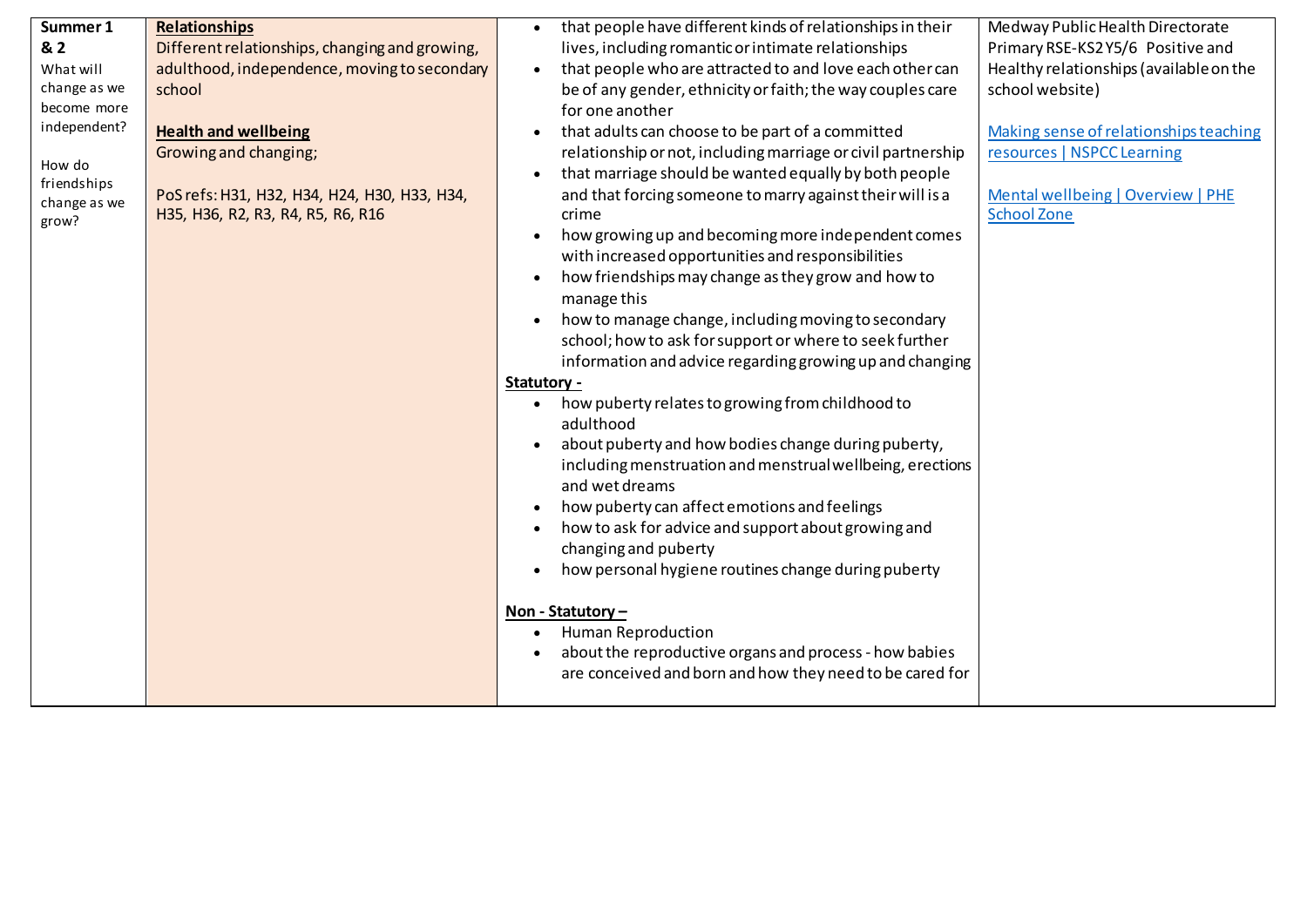| | | | |
|---|---|---|---|
| **Summer 1 & 2**<br>What will change as we become more independent?<br><br>How do friendships change as we grow? | **Relationships**<br>Different relationships, changing and growing, adulthood, independence, moving to secondary school<br><br>**Health and wellbeing**<br>Growing and changing;<br><br>PoS refs: H31, H32, H34, H24, H30, H33, H34, H35, H36, R2, R3, R4, R5, R6, R16 | • that people have different kinds of relationships in their lives, including romantic or intimate relationships<br>• that people who are attracted to and love each other can be of any gender, ethnicity or faith; the way couples care for one another<br>• that adults can choose to be part of a committed relationship or not, including marriage or civil partnership<br>• that marriage should be wanted equally by both people and that forcing someone to marry against their will is a crime<br>• how growing up and becoming more independent comes with increased opportunities and responsibilities<br>• how friendships may change as they grow and how to manage this<br>• how to manage change, including moving to secondary school; how to ask for support or where to seek further information and advice regarding growing up and changing<br>**Statutory -**<br>• how puberty relates to growing from childhood to adulthood<br>• about puberty and how bodies change during puberty, including menstruation and menstrual wellbeing, erections and wet dreams<br>• how puberty can affect emotions and feelings<br>• how to ask for advice and support about growing and changing and puberty<br>• how personal hygiene routines change during puberty<br><br>**Non - Statutory –**<br>• Human Reproduction<br>• about the reproductive organs and process - how babies are conceived and born and how they need to be cared for | Medway Public Health Directorate Primary RSE-KS2 Y5/6 Positive and Healthy relationships (available on the school website)<br><br>Making sense of relationships teaching resources \| NSPCC Learning<br><br>Mental wellbeing \| Overview \| PHE School Zone |